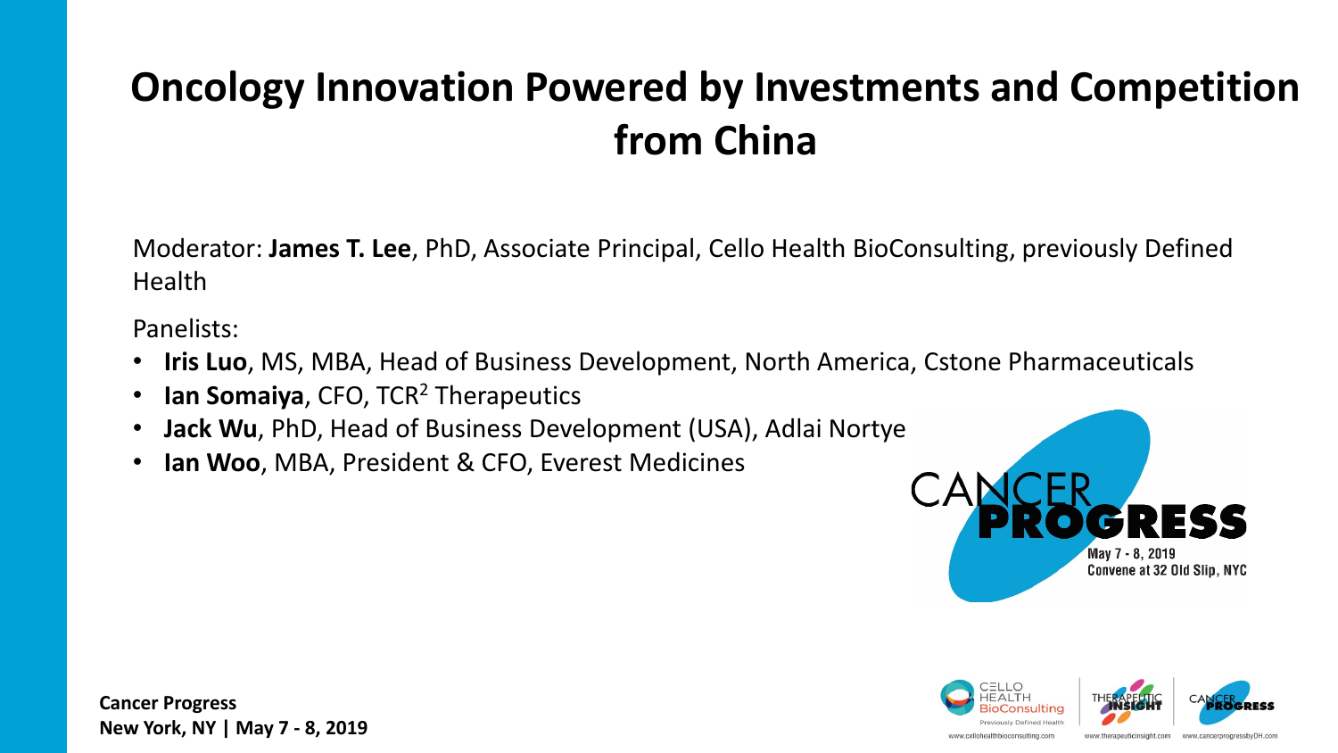# Oncology Innovation Powered by Investments and Competition from China

Moderator: **James T. Lee**, PhD, Associate Principal, Cello Health BioConsulting, previously Defined Health

Panelists:

- **Iris Luo**, MS, MBA, Head of Business Development, North America, Cstone Pharmaceuticals
- **Ian Somaiya**, CFO, $TCR^2$ Therapeutics
- **Jack Wu**, PhD, Head of Business Development (USA), Adlai Nortye
- **Ian Woo**, MBA, President & CFO, Everest Medicines

CANCER PROGRESS
May 7 - 8, 2019
Convene at 32 Old Slip, NYC

**Cancer Progress**
**New York, NY | May 7 - 8, 2019**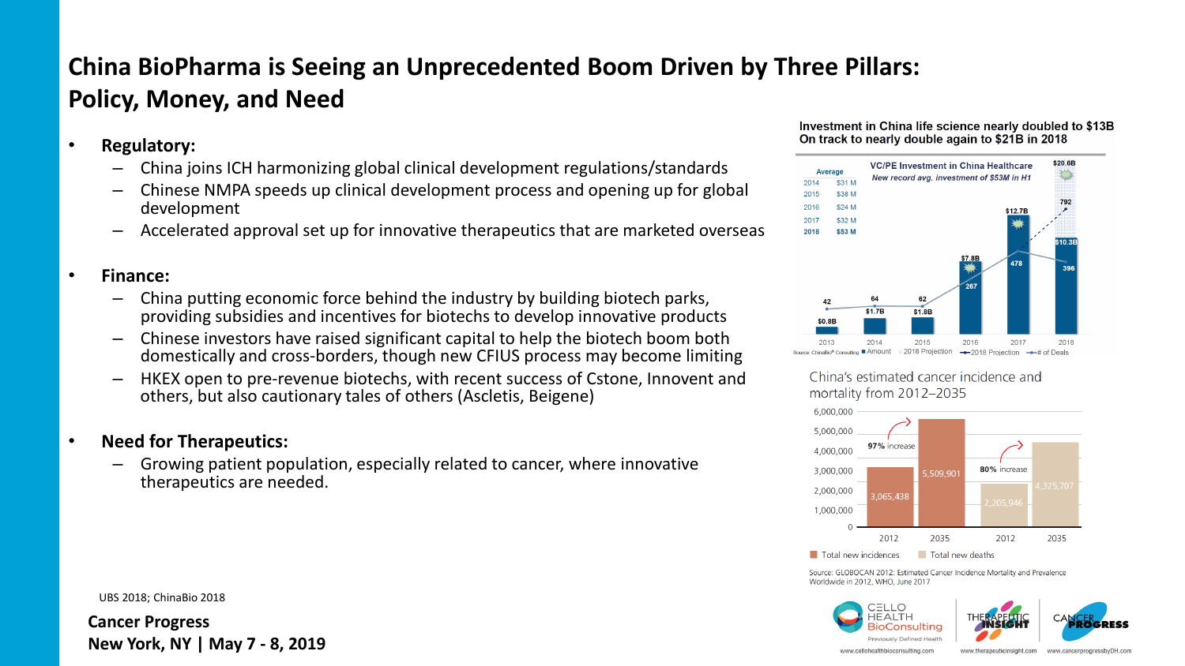# China BioPharma is Seeing an Unprecedented Boom Driven by Three Pillars: Policy, Money, and Need

- **Regulatory:**
  - China joins ICH harmonizing global clinical development regulations/standards
  - Chinese NMPA speeds up clinical development process and opening up for global development
  - Accelerated approval set up for innovative therapeutics that are marketed overseas
- **Finance:**
  - China putting economic force behind the industry by building biotech parks, providing subsidies and incentives for biotechs to develop innovative products
  - Chinese investors have raised significant capital to help the biotech boom both domestically and cross-borders, though new CFIUS process may become limiting
  - HKEX open to pre-revenue biotechs, with recent success of Cstone, Innovent and others, but also cautionary tales of others (Ascletis, Beigene)
- **Need for Therapeutics:**
  - Growing patient population, especially related to cancer, where innovative therapeutics are needed.

**Investment in China life science nearly doubled to $13B On track to nearly double again to $21B in 2018**

VC/PE Investment in China Healthcare

*New record avg. investment of $53M in H1*

| Year | Average | Amount | # of Deals |
|---|---|---|---|
| 2013 | | $0.8B | 42 |
| 2014 | $31 M | $1.7B | 64 |
| 2015 | $38 M | $1.8B | 62 |
| 2016 | $24 M | $7.8B | 267 |
| 2017 | $32 M | $12.7B | 478 |
| 2018 | $53 M | $10.3B (2018 Projection: $20.6B) | 396 (2018 Projection: 792) |

Source: ChinaBio® Consulting

China's estimated cancer incidence and mortality from 2012–2035

| | 2012 | 2035 | Change |
|---|---|---|---|
| Total new incidences | 3,065,438 | 5,509,901 | 97% increase |
| Total new deaths | 2,205,946 | 4,325,707 | 80% increase |

Source: GLOBOCAN 2012: Estimated Cancer Incidence Mortality and Prevalence Worldwide in 2012, WHO, June 2017

UBS 2018; ChinaBio 2018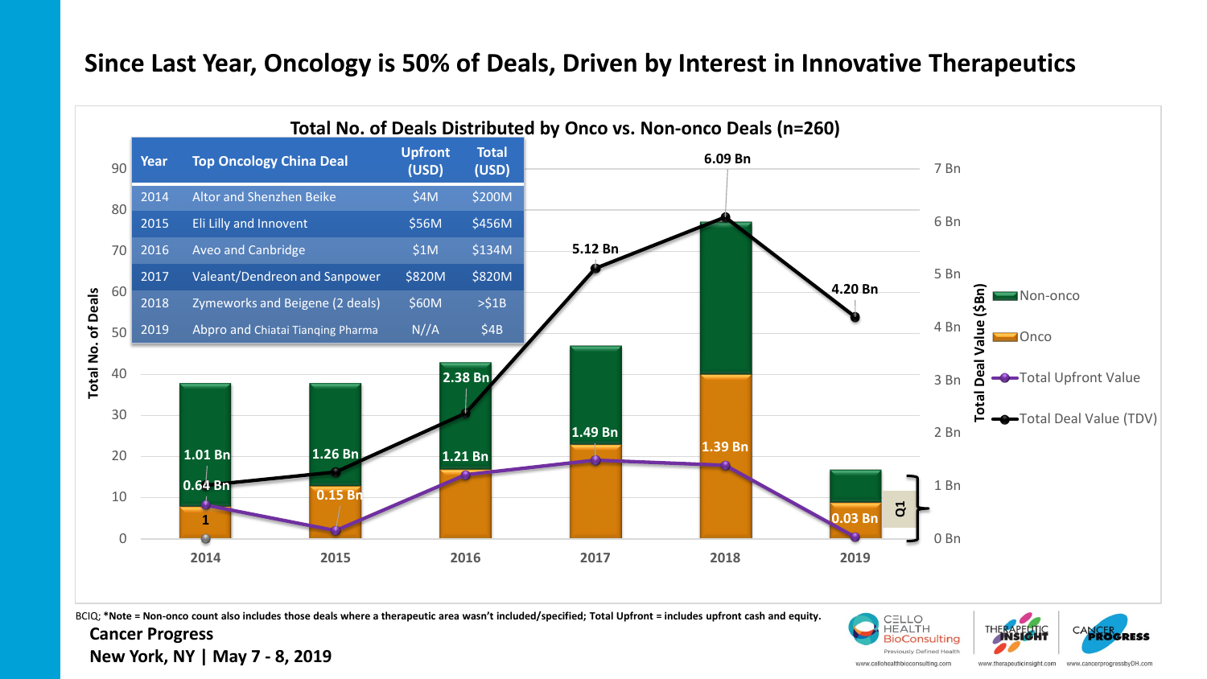# Since Last Year, Oncology is 50% of Deals, Driven by Interest in Innovative Therapeutics

Total No. of Deals Distributed by Onco vs. Non-onco Deals (n=260)

| Year | Top Oncology China Deal | Upfront (USD) | Total (USD) |
| --- | --- | --- | --- |
| 2014 | Altor and Shenzhen Beike | $4M | $200M |
| 2015 | Eli Lilly and Innovent | $56M | $456M |
| 2016 | Aveo and Canbridge | $1M | $134M |
| 2017 | Valeant/Dendreon and Sanpower | $820M | $820M |
| 2018 | Zymeworks and Beigene (2 deals) | $60M | >$1B |
| 2019 | Abpro and Chiatai Tianqing Pharma | N//A | $4B |

Total No. of Deals

0, 10, 20, 30, 40, 50, 60, 70, 80, 90

Total Deal Value ($Bn)

0 Bn, 1 Bn, 2 Bn, 3 Bn, 4 Bn, 5 Bn, 6 Bn, 7 Bn

2014: 1.01 Bn, 0.64 Bn, 1
2015: 1.26 Bn, 0.15 Bn
2016: 2.38 Bn, 1.21 Bn
2017: 5.12 Bn, 1.49 Bn
2018: 6.09 Bn, 1.39 Bn
2019: 4.20 Bn, 0.03 Bn, Q1

Non-onco
Onco
Total Upfront Value
Total Deal Value (TDV)

BCIQ; ***Note = Non-onco count also includes those deals where a therapeutic area wasn't included/specified; Total Upfront = includes upfront cash and equity.**

**Cancer Progress**
**New York, NY | May 7 - 8, 2019**

CELLO HEALTH BioConsulting — Previously Defined Health — www.cellohealthbioconsulting.com
THERAPEUTIC INSIGHT — www.therapeuticinsight.com
CANCER PROGRESS — www.cancerprogressbyDH.com